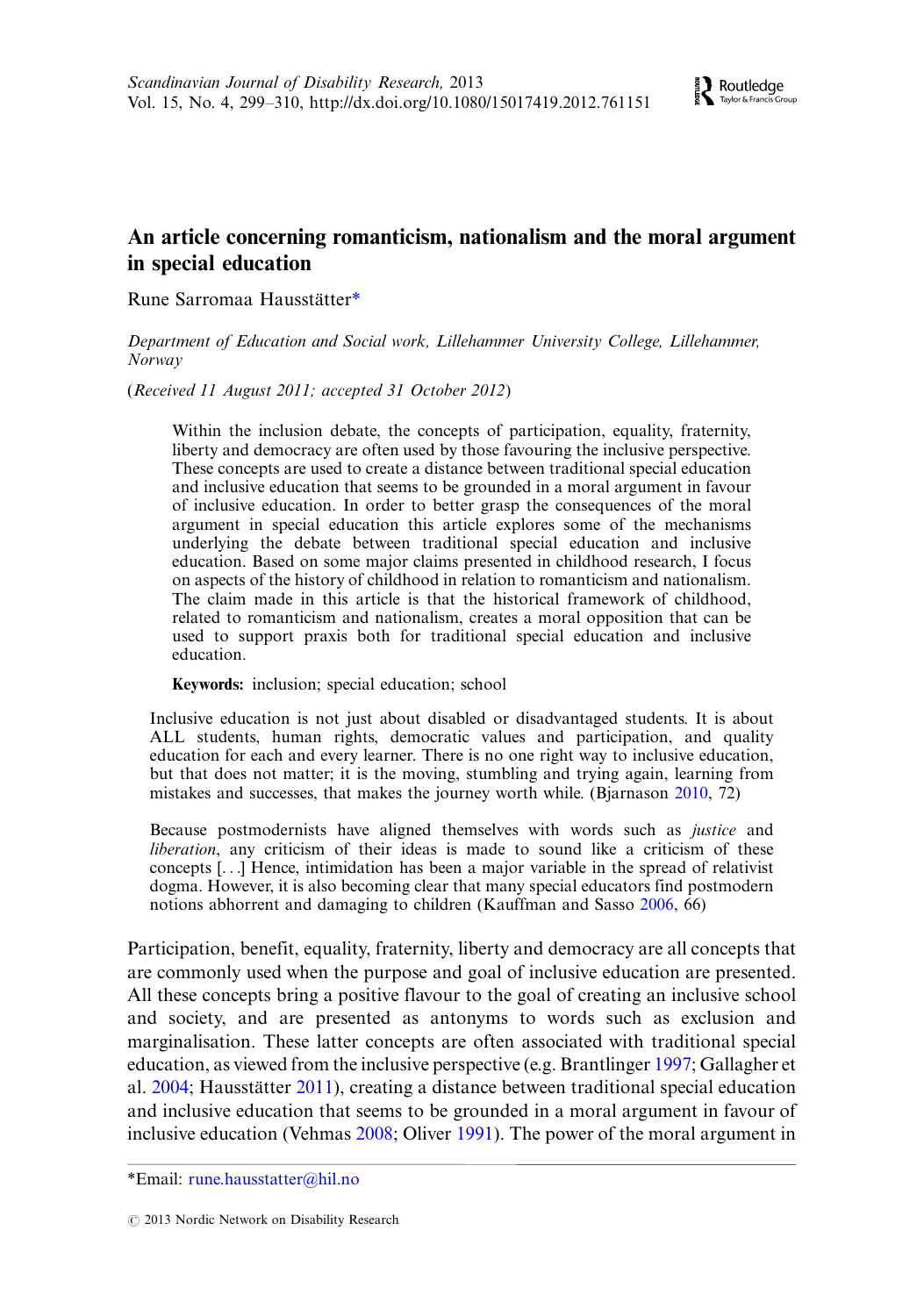# An article concerning romanticism, nationalism and the moral argument in special education

Rune Sarromaa Hausstätter*

*Department of Education and Social work, Lillehammer University College, Lillehammer, Norway*

(*Received 11 August 2011; accepted 31 October 2012*)

> Within the inclusion debate, the concepts of participation, equality, fraternity, liberty and democracy are often used by those favouring the inclusive perspective. These concepts are used to create a distance between traditional special education and inclusive education that seems to be grounded in a moral argument in favour of inclusive education. In order to better grasp the consequences of the moral argument in special education this article explores some of the mechanisms underlying the debate between traditional special education and inclusive education. Based on some major claims presented in childhood research, I focus on aspects of the history of childhood in relation to romanticism and nationalism. The claim made in this article is that the historical framework of childhood, related to romanticism and nationalism, creates a moral opposition that can be used to support praxis both for traditional special education and inclusive education.
>
> **Keywords:** inclusion; special education; school

> Inclusive education is not just about disabled or disadvantaged students. It is about ALL students, human rights, democratic values and participation, and quality education for each and every learner. There is no one right way to inclusive education, but that does not matter; it is the moving, stumbling and trying again, learning from mistakes and successes, that makes the journey worth while. (Bjarnason 2010, 72)

> Because postmodernists have aligned themselves with words such as *justice* and *liberation*, any criticism of their ideas is made to sound like a criticism of these concepts [. . .] Hence, intimidation has been a major variable in the spread of relativist dogma. However, it is also becoming clear that many special educators find postmodern notions abhorrent and damaging to children (Kauffman and Sasso 2006, 66)

Participation, benefit, equality, fraternity, liberty and democracy are all concepts that are commonly used when the purpose and goal of inclusive education are presented. All these concepts bring a positive flavour to the goal of creating an inclusive school and society, and are presented as antonyms to words such as exclusion and marginalisation. These latter concepts are often associated with traditional special education, as viewed from the inclusive perspective (e.g. Brantlinger 1997; Gallagher et al. 2004; Hausstätter 2011), creating a distance between traditional special education and inclusive education that seems to be grounded in a moral argument in favour of inclusive education (Vehmas 2008; Oliver 1991). The power of the moral argument in

*Email: rune.hausstatter@hil.no

© 2013 Nordic Network on Disability Research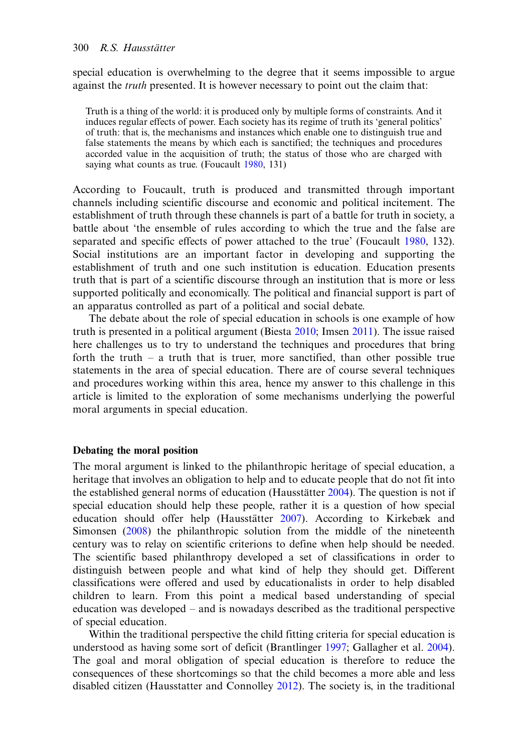special education is overwhelming to the degree that it seems impossible to argue against the *truth* presented. It is however necessary to point out the claim that:

> Truth is a thing of the world: it is produced only by multiple forms of constraints. And it induces regular effects of power. Each society has its regime of truth its 'general politics' of truth: that is, the mechanisms and instances which enable one to distinguish true and false statements the means by which each is sanctified; the techniques and procedures accorded value in the acquisition of truth; the status of those who are charged with saying what counts as true. (Foucault 1980, 131)

According to Foucault, truth is produced and transmitted through important channels including scientific discourse and economic and political incitement. The establishment of truth through these channels is part of a battle for truth in society, a battle about 'the ensemble of rules according to which the true and the false are separated and specific effects of power attached to the true' (Foucault 1980, 132). Social institutions are an important factor in developing and supporting the establishment of truth and one such institution is education. Education presents truth that is part of a scientific discourse through an institution that is more or less supported politically and economically. The political and financial support is part of an apparatus controlled as part of a political and social debate.

The debate about the role of special education in schools is one example of how truth is presented in a political argument (Biesta 2010; Imsen 2011). The issue raised here challenges us to try to understand the techniques and procedures that bring forth the truth – a truth that is truer, more sanctified, than other possible true statements in the area of special education. There are of course several techniques and procedures working within this area, hence my answer to this challenge in this article is limited to the exploration of some mechanisms underlying the powerful moral arguments in special education.

## Debating the moral position

The moral argument is linked to the philanthropic heritage of special education, a heritage that involves an obligation to help and to educate people that do not fit into the established general norms of education (Hausstätter 2004). The question is not if special education should help these people, rather it is a question of how special education should offer help (Hausstätter 2007). According to Kirkebæk and Simonsen (2008) the philanthropic solution from the middle of the nineteenth century was to relay on scientific criterions to define when help should be needed. The scientific based philanthropy developed a set of classifications in order to distinguish between people and what kind of help they should get. Different classifications were offered and used by educationalists in order to help disabled children to learn. From this point a medical based understanding of special education was developed – and is nowadays described as the traditional perspective of special education.

Within the traditional perspective the child fitting criteria for special education is understood as having some sort of deficit (Brantlinger 1997; Gallagher et al. 2004). The goal and moral obligation of special education is therefore to reduce the consequences of these shortcomings so that the child becomes a more able and less disabled citizen (Hausstatter and Connolley 2012). The society is, in the traditional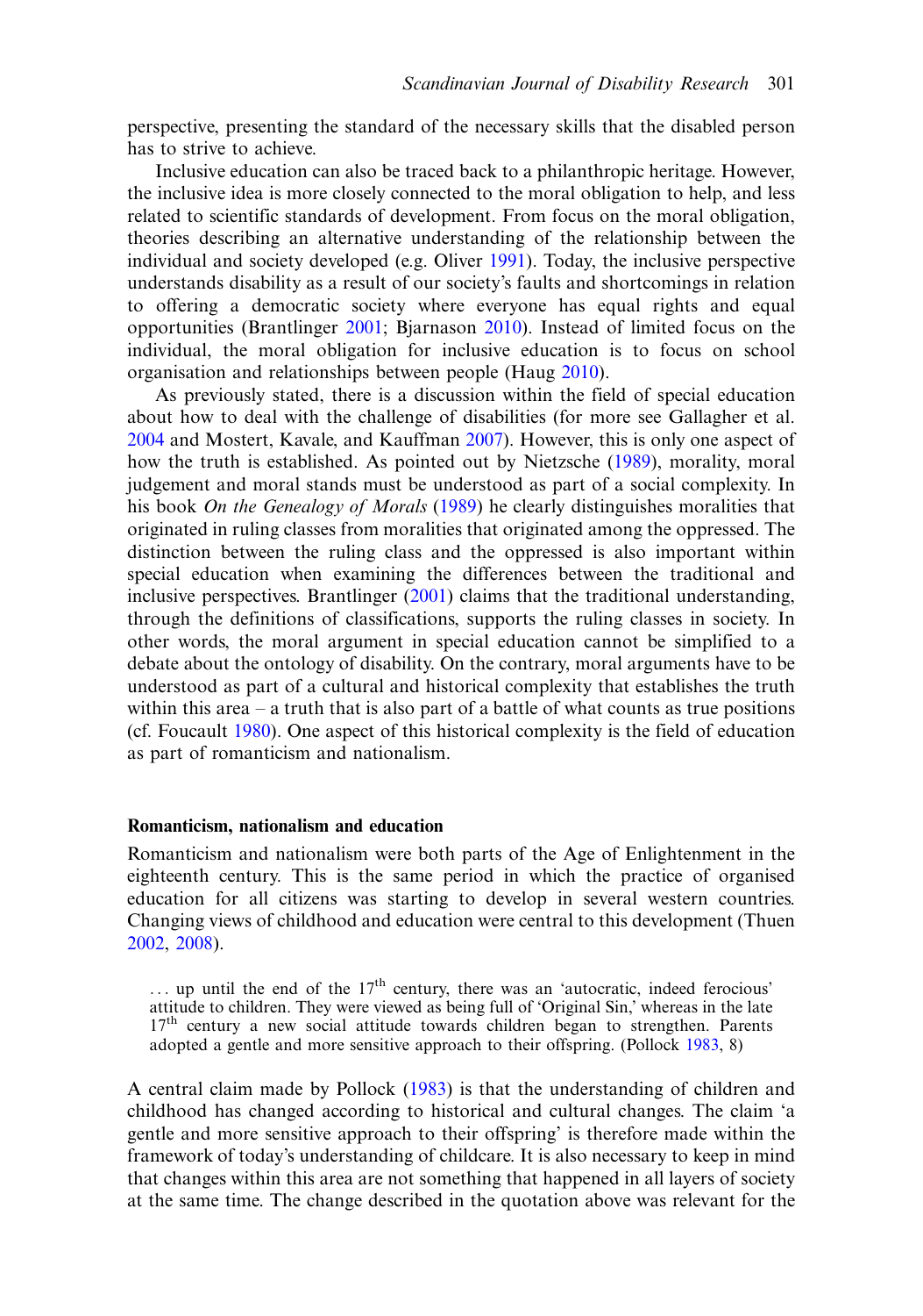perspective, presenting the standard of the necessary skills that the disabled person has to strive to achieve.

Inclusive education can also be traced back to a philanthropic heritage. However, the inclusive idea is more closely connected to the moral obligation to help, and less related to scientific standards of development. From focus on the moral obligation, theories describing an alternative understanding of the relationship between the individual and society developed (e.g. Oliver 1991). Today, the inclusive perspective understands disability as a result of our society's faults and shortcomings in relation to offering a democratic society where everyone has equal rights and equal opportunities (Brantlinger 2001; Bjarnason 2010). Instead of limited focus on the individual, the moral obligation for inclusive education is to focus on school organisation and relationships between people (Haug 2010).

As previously stated, there is a discussion within the field of special education about how to deal with the challenge of disabilities (for more see Gallagher et al. 2004 and Mostert, Kavale, and Kauffman 2007). However, this is only one aspect of how the truth is established. As pointed out by Nietzsche (1989), morality, moral judgement and moral stands must be understood as part of a social complexity. In his book *On the Genealogy of Morals* (1989) he clearly distinguishes moralities that originated in ruling classes from moralities that originated among the oppressed. The distinction between the ruling class and the oppressed is also important within special education when examining the differences between the traditional and inclusive perspectives. Brantlinger (2001) claims that the traditional understanding, through the definitions of classifications, supports the ruling classes in society. In other words, the moral argument in special education cannot be simplified to a debate about the ontology of disability. On the contrary, moral arguments have to be understood as part of a cultural and historical complexity that establishes the truth within this area – a truth that is also part of a battle of what counts as true positions (cf. Foucault 1980). One aspect of this historical complexity is the field of education as part of romanticism and nationalism.

## Romanticism, nationalism and education

Romanticism and nationalism were both parts of the Age of Enlightenment in the eighteenth century. This is the same period in which the practice of organised education for all citizens was starting to develop in several western countries. Changing views of childhood and education were central to this development (Thuen 2002, 2008).

> ... up until the end of the 17th century, there was an 'autocratic, indeed ferocious' attitude to children. They were viewed as being full of 'Original Sin,' whereas in the late 17th century a new social attitude towards children began to strengthen. Parents adopted a gentle and more sensitive approach to their offspring. (Pollock 1983, 8)

A central claim made by Pollock (1983) is that the understanding of children and childhood has changed according to historical and cultural changes. The claim 'a gentle and more sensitive approach to their offspring' is therefore made within the framework of today's understanding of childcare. It is also necessary to keep in mind that changes within this area are not something that happened in all layers of society at the same time. The change described in the quotation above was relevant for the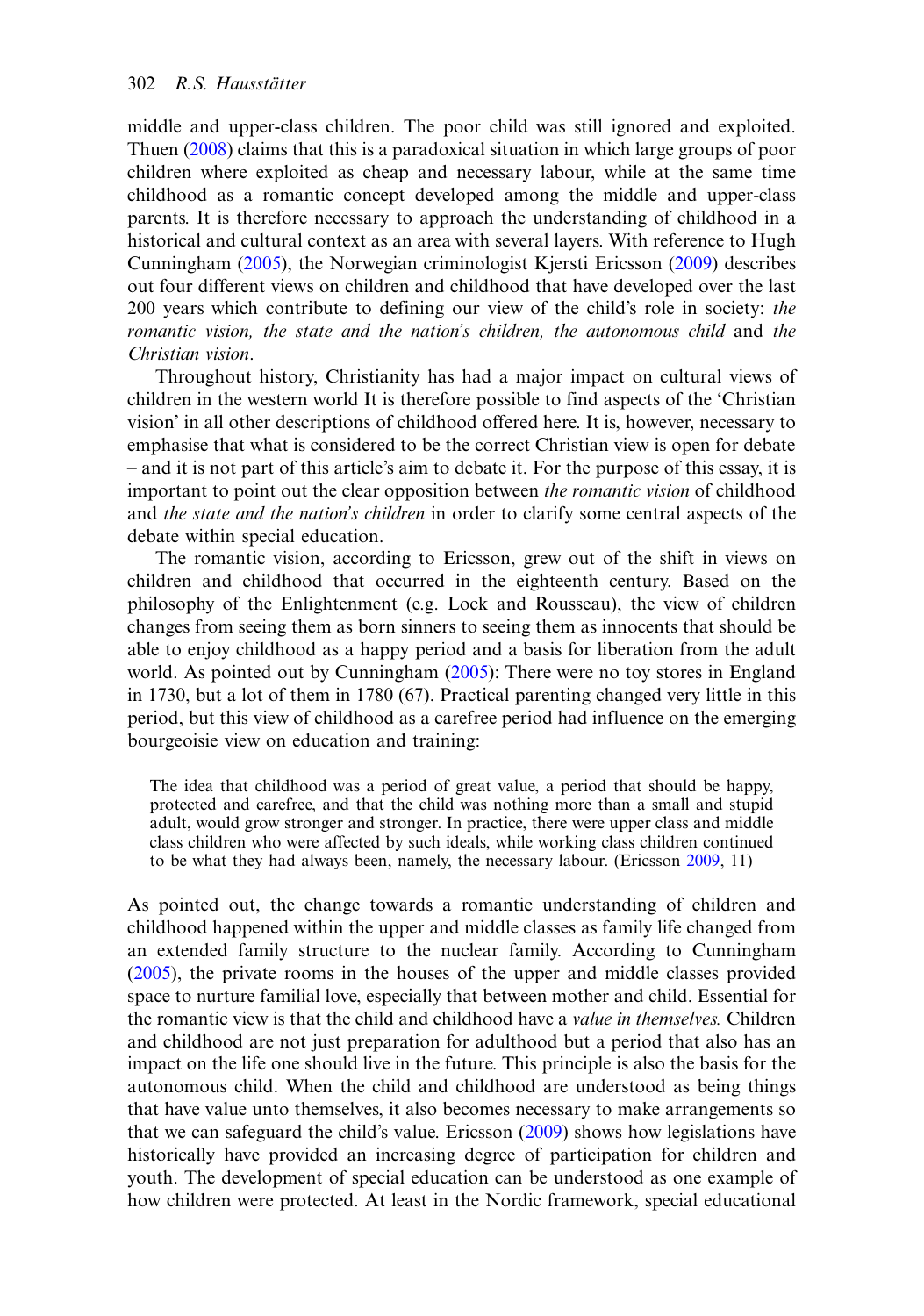middle and upper-class children. The poor child was still ignored and exploited. Thuen (2008) claims that this is a paradoxical situation in which large groups of poor children where exploited as cheap and necessary labour, while at the same time childhood as a romantic concept developed among the middle and upper-class parents. It is therefore necessary to approach the understanding of childhood in a historical and cultural context as an area with several layers. With reference to Hugh Cunningham (2005), the Norwegian criminologist Kjersti Ericsson (2009) describes out four different views on children and childhood that have developed over the last 200 years which contribute to defining our view of the child's role in society: *the romantic vision, the state and the nation's children, the autonomous child* and *the Christian vision*.

Throughout history, Christianity has had a major impact on cultural views of children in the western world It is therefore possible to find aspects of the 'Christian vision' in all other descriptions of childhood offered here. It is, however, necessary to emphasise that what is considered to be the correct Christian view is open for debate – and it is not part of this article's aim to debate it. For the purpose of this essay, it is important to point out the clear opposition between *the romantic vision* of childhood and *the state and the nation's children* in order to clarify some central aspects of the debate within special education.

The romantic vision, according to Ericsson, grew out of the shift in views on children and childhood that occurred in the eighteenth century. Based on the philosophy of the Enlightenment (e.g. Lock and Rousseau), the view of children changes from seeing them as born sinners to seeing them as innocents that should be able to enjoy childhood as a happy period and a basis for liberation from the adult world. As pointed out by Cunningham (2005): There were no toy stores in England in 1730, but a lot of them in 1780 (67). Practical parenting changed very little in this period, but this view of childhood as a carefree period had influence on the emerging bourgeoisie view on education and training:

> The idea that childhood was a period of great value, a period that should be happy, protected and carefree, and that the child was nothing more than a small and stupid adult, would grow stronger and stronger. In practice, there were upper class and middle class children who were affected by such ideals, while working class children continued to be what they had always been, namely, the necessary labour. (Ericsson 2009, 11)

As pointed out, the change towards a romantic understanding of children and childhood happened within the upper and middle classes as family life changed from an extended family structure to the nuclear family. According to Cunningham (2005), the private rooms in the houses of the upper and middle classes provided space to nurture familial love, especially that between mother and child. Essential for the romantic view is that the child and childhood have a *value in themselves.* Children and childhood are not just preparation for adulthood but a period that also has an impact on the life one should live in the future. This principle is also the basis for the autonomous child. When the child and childhood are understood as being things that have value unto themselves, it also becomes necessary to make arrangements so that we can safeguard the child's value. Ericsson (2009) shows how legislations have historically have provided an increasing degree of participation for children and youth. The development of special education can be understood as one example of how children were protected. At least in the Nordic framework, special educational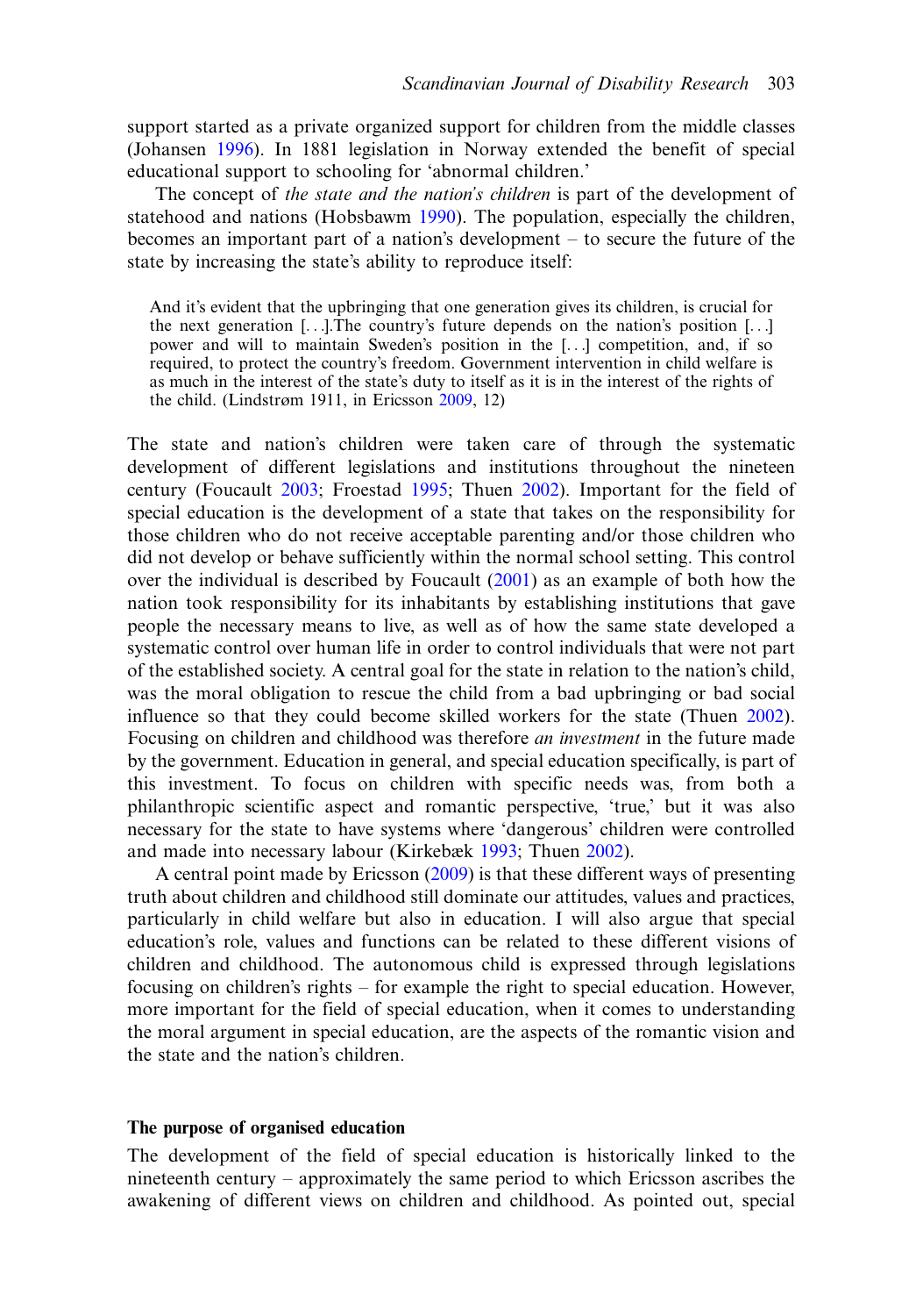support started as a private organized support for children from the middle classes (Johansen 1996). In 1881 legislation in Norway extended the benefit of special educational support to schooling for 'abnormal children.'

The concept of *the state and the nation's children* is part of the development of statehood and nations (Hobsbawm 1990). The population, especially the children, becomes an important part of a nation's development – to secure the future of the state by increasing the state's ability to reproduce itself:

> And it's evident that the upbringing that one generation gives its children, is crucial for the next generation [. . .].The country's future depends on the nation's position [. . .] power and will to maintain Sweden's position in the [. . .] competition, and, if so required, to protect the country's freedom. Government intervention in child welfare is as much in the interest of the state's duty to itself as it is in the interest of the rights of the child. (Lindstrøm 1911, in Ericsson 2009, 12)

The state and nation's children were taken care of through the systematic development of different legislations and institutions throughout the nineteen century (Foucault 2003; Froestad 1995; Thuen 2002). Important for the field of special education is the development of a state that takes on the responsibility for those children who do not receive acceptable parenting and/or those children who did not develop or behave sufficiently within the normal school setting. This control over the individual is described by Foucault (2001) as an example of both how the nation took responsibility for its inhabitants by establishing institutions that gave people the necessary means to live, as well as of how the same state developed a systematic control over human life in order to control individuals that were not part of the established society. A central goal for the state in relation to the nation's child, was the moral obligation to rescue the child from a bad upbringing or bad social influence so that they could become skilled workers for the state (Thuen 2002). Focusing on children and childhood was therefore *an investment* in the future made by the government. Education in general, and special education specifically, is part of this investment. To focus on children with specific needs was, from both a philanthropic scientific aspect and romantic perspective, 'true,' but it was also necessary for the state to have systems where 'dangerous' children were controlled and made into necessary labour (Kirkebæk 1993; Thuen 2002).

A central point made by Ericsson (2009) is that these different ways of presenting truth about children and childhood still dominate our attitudes, values and practices, particularly in child welfare but also in education. I will also argue that special education's role, values and functions can be related to these different visions of children and childhood. The autonomous child is expressed through legislations focusing on children's rights – for example the right to special education. However, more important for the field of special education, when it comes to understanding the moral argument in special education, are the aspects of the romantic vision and the state and the nation's children.

## The purpose of organised education

The development of the field of special education is historically linked to the nineteenth century – approximately the same period to which Ericsson ascribes the awakening of different views on children and childhood. As pointed out, special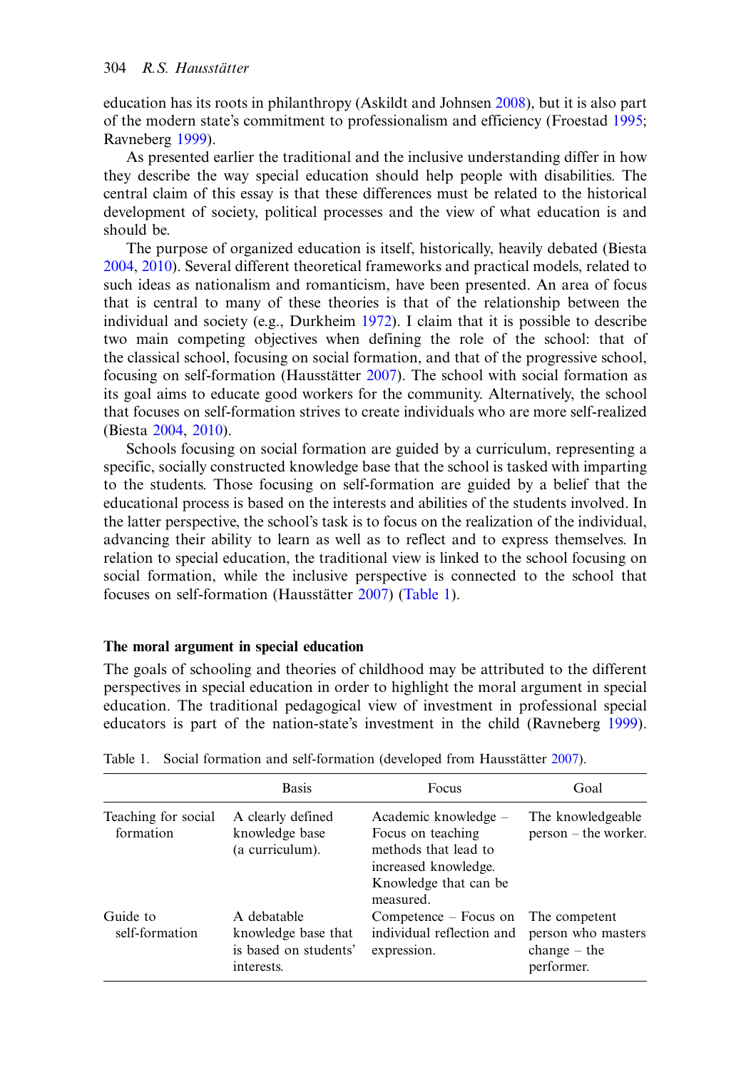education has its roots in philanthropy (Askildt and Johnsen 2008), but it is also part of the modern state's commitment to professionalism and efficiency (Froestad 1995; Ravneberg 1999).

As presented earlier the traditional and the inclusive understanding differ in how they describe the way special education should help people with disabilities. The central claim of this essay is that these differences must be related to the historical development of society, political processes and the view of what education is and should be.

The purpose of organized education is itself, historically, heavily debated (Biesta 2004, 2010). Several different theoretical frameworks and practical models, related to such ideas as nationalism and romanticism, have been presented. An area of focus that is central to many of these theories is that of the relationship between the individual and society (e.g., Durkheim 1972). I claim that it is possible to describe two main competing objectives when defining the role of the school: that of the classical school, focusing on social formation, and that of the progressive school, focusing on self-formation (Hausstätter 2007). The school with social formation as its goal aims to educate good workers for the community. Alternatively, the school that focuses on self-formation strives to create individuals who are more self-realized (Biesta 2004, 2010).

Schools focusing on social formation are guided by a curriculum, representing a specific, socially constructed knowledge base that the school is tasked with imparting to the students. Those focusing on self-formation are guided by a belief that the educational process is based on the interests and abilities of the students involved. In the latter perspective, the school's task is to focus on the realization of the individual, advancing their ability to learn as well as to reflect and to express themselves. In relation to special education, the traditional view is linked to the school focusing on social formation, while the inclusive perspective is connected to the school that focuses on self-formation (Hausstätter 2007) (Table 1).

## The moral argument in special education

The goals of schooling and theories of childhood may be attributed to the different perspectives in special education in order to highlight the moral argument in special education. The traditional pedagogical view of investment in professional special educators is part of the nation-state's investment in the child (Ravneberg 1999).

Table 1. Social formation and self-formation (developed from Hausstätter 2007).

| | Basis | Focus | Goal |
|---|---|---|---|
| Teaching for social formation | A clearly defined knowledge base (a curriculum). | Academic knowledge – Focus on teaching methods that lead to increased knowledge. Knowledge that can be measured. | The knowledgeable person – the worker. |
| Guide to self-formation | A debatable knowledge base that is based on students' interests. | Competence – Focus on individual reflection and expression. | The competent person who masters change – the performer. |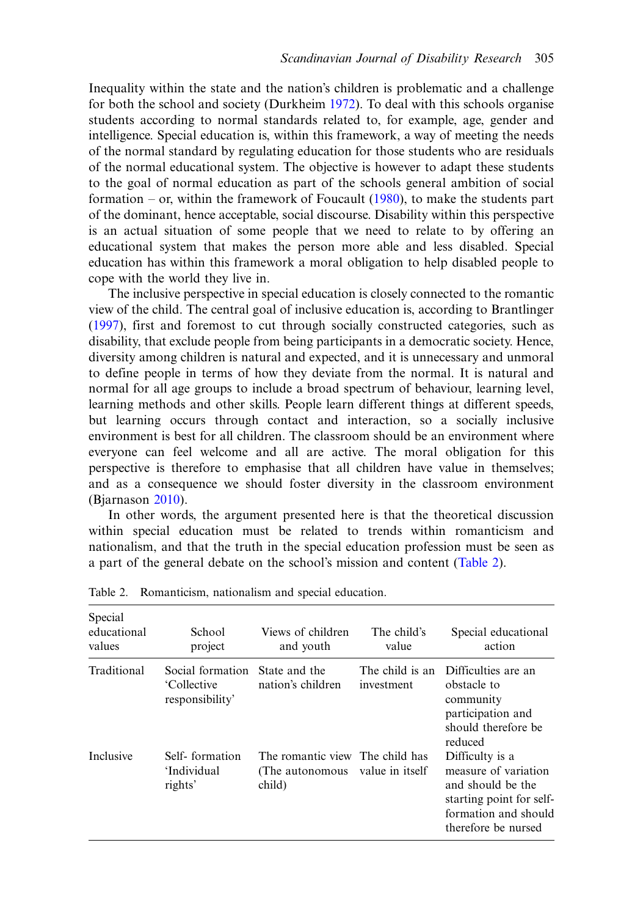Inequality within the state and the nation's children is problematic and a challenge for both the school and society (Durkheim 1972). To deal with this schools organise students according to normal standards related to, for example, age, gender and intelligence. Special education is, within this framework, a way of meeting the needs of the normal standard by regulating education for those students who are residuals of the normal educational system. The objective is however to adapt these students to the goal of normal education as part of the schools general ambition of social formation – or, within the framework of Foucault (1980), to make the students part of the dominant, hence acceptable, social discourse. Disability within this perspective is an actual situation of some people that we need to relate to by offering an educational system that makes the person more able and less disabled. Special education has within this framework a moral obligation to help disabled people to cope with the world they live in.

The inclusive perspective in special education is closely connected to the romantic view of the child. The central goal of inclusive education is, according to Brantlinger (1997), first and foremost to cut through socially constructed categories, such as disability, that exclude people from being participants in a democratic society. Hence, diversity among children is natural and expected, and it is unnecessary and unmoral to define people in terms of how they deviate from the normal. It is natural and normal for all age groups to include a broad spectrum of behaviour, learning level, learning methods and other skills. People learn different things at different speeds, but learning occurs through contact and interaction, so a socially inclusive environment is best for all children. The classroom should be an environment where everyone can feel welcome and all are active. The moral obligation for this perspective is therefore to emphasise that all children have value in themselves; and as a consequence we should foster diversity in the classroom environment (Bjarnason 2010).

In other words, the argument presented here is that the theoretical discussion within special education must be related to trends within romanticism and nationalism, and that the truth in the special education profession must be seen as a part of the general debate on the school's mission and content (Table 2).

Table 2. Romanticism, nationalism and special education.

| Special educational values | School project | Views of children and youth | The child's value | Special educational action |
|---|---|---|---|---|
| Traditional | Social formation 'Collective responsibility' | State and the nation's children | The child is an investment | Difficulties are an obstacle to community participation and should therefore be reduced |
| Inclusive | Self- formation 'Individual rights' | The romantic view (The autonomous child) | The child has value in itself | Difficulty is a measure of variation and should be the starting point for self-formation and should therefore be nursed |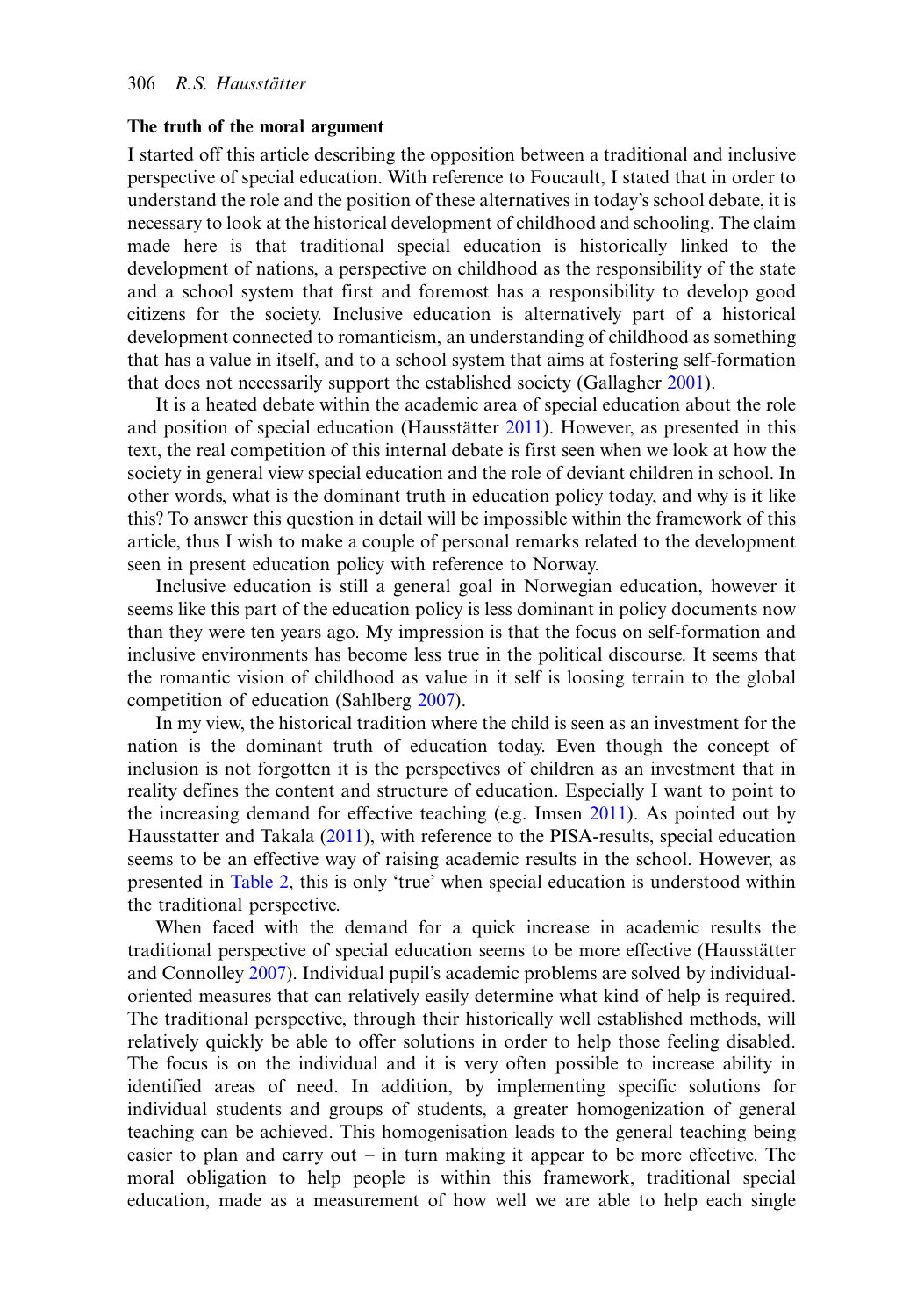### The truth of the moral argument

I started off this article describing the opposition between a traditional and inclusive perspective of special education. With reference to Foucault, I stated that in order to understand the role and the position of these alternatives in today's school debate, it is necessary to look at the historical development of childhood and schooling. The claim made here is that traditional special education is historically linked to the development of nations, a perspective on childhood as the responsibility of the state and a school system that first and foremost has a responsibility to develop good citizens for the society. Inclusive education is alternatively part of a historical development connected to romanticism, an understanding of childhood as something that has a value in itself, and to a school system that aims at fostering self-formation that does not necessarily support the established society (Gallagher 2001).

It is a heated debate within the academic area of special education about the role and position of special education (Hausstätter 2011). However, as presented in this text, the real competition of this internal debate is first seen when we look at how the society in general view special education and the role of deviant children in school. In other words, what is the dominant truth in education policy today, and why is it like this? To answer this question in detail will be impossible within the framework of this article, thus I wish to make a couple of personal remarks related to the development seen in present education policy with reference to Norway.

Inclusive education is still a general goal in Norwegian education, however it seems like this part of the education policy is less dominant in policy documents now than they were ten years ago. My impression is that the focus on self-formation and inclusive environments has become less true in the political discourse. It seems that the romantic vision of childhood as value in it self is loosing terrain to the global competition of education (Sahlberg 2007).

In my view, the historical tradition where the child is seen as an investment for the nation is the dominant truth of education today. Even though the concept of inclusion is not forgotten it is the perspectives of children as an investment that in reality defines the content and structure of education. Especially I want to point to the increasing demand for effective teaching (e.g. Imsen 2011). As pointed out by Hausstatter and Takala (2011), with reference to the PISA-results, special education seems to be an effective way of raising academic results in the school. However, as presented in Table 2, this is only 'true' when special education is understood within the traditional perspective.

When faced with the demand for a quick increase in academic results the traditional perspective of special education seems to be more effective (Hausstätter and Connolley 2007). Individual pupil's academic problems are solved by individual-oriented measures that can relatively easily determine what kind of help is required. The traditional perspective, through their historically well established methods, will relatively quickly be able to offer solutions in order to help those feeling disabled. The focus is on the individual and it is very often possible to increase ability in identified areas of need. In addition, by implementing specific solutions for individual students and groups of students, a greater homogenization of general teaching can be achieved. This homogenisation leads to the general teaching being easier to plan and carry out – in turn making it appear to be more effective. The moral obligation to help people is within this framework, traditional special education, made as a measurement of how well we are able to help each single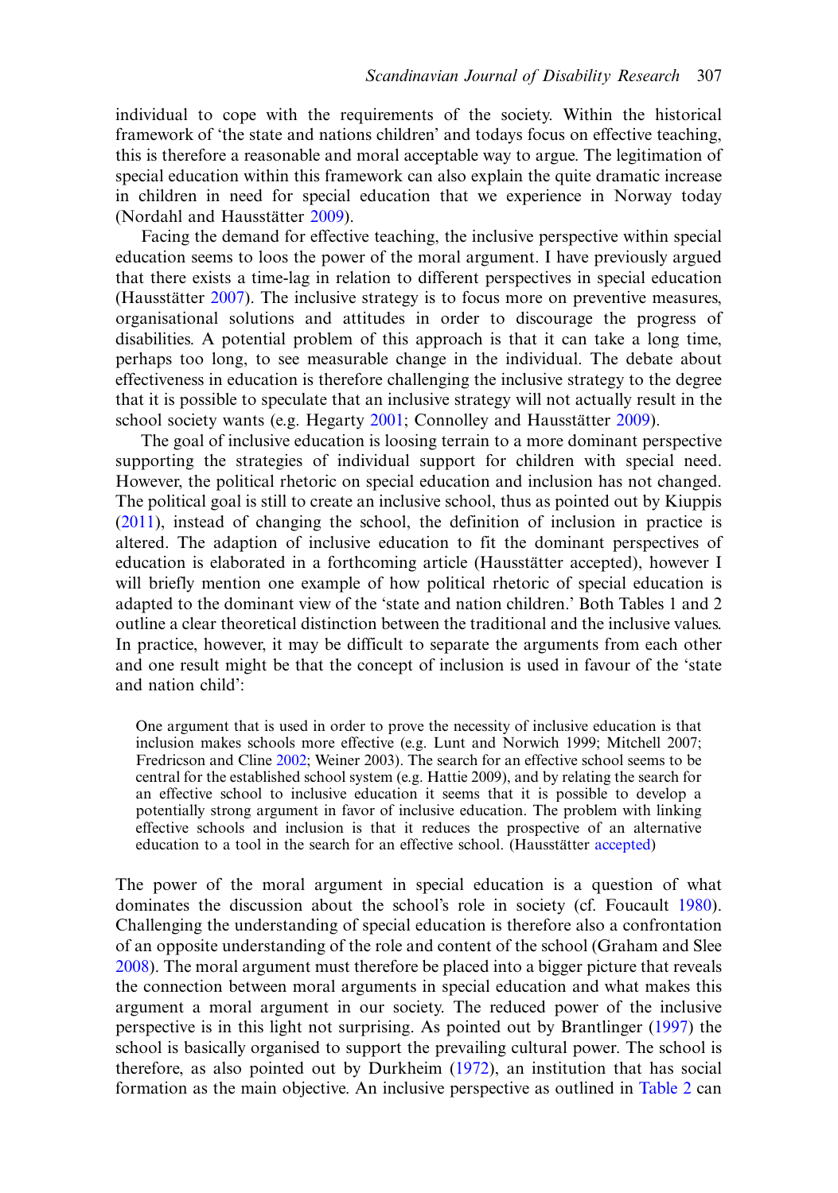individual to cope with the requirements of the society. Within the historical framework of 'the state and nations children' and todays focus on effective teaching, this is therefore a reasonable and moral acceptable way to argue. The legitimation of special education within this framework can also explain the quite dramatic increase in children in need for special education that we experience in Norway today (Nordahl and Hausstätter 2009).

Facing the demand for effective teaching, the inclusive perspective within special education seems to loos the power of the moral argument. I have previously argued that there exists a time-lag in relation to different perspectives in special education (Hausstätter 2007). The inclusive strategy is to focus more on preventive measures, organisational solutions and attitudes in order to discourage the progress of disabilities. A potential problem of this approach is that it can take a long time, perhaps too long, to see measurable change in the individual. The debate about effectiveness in education is therefore challenging the inclusive strategy to the degree that it is possible to speculate that an inclusive strategy will not actually result in the school society wants (e.g. Hegarty 2001; Connolley and Hausstätter 2009).

The goal of inclusive education is loosing terrain to a more dominant perspective supporting the strategies of individual support for children with special need. However, the political rhetoric on special education and inclusion has not changed. The political goal is still to create an inclusive school, thus as pointed out by Kiuppis (2011), instead of changing the school, the definition of inclusion in practice is altered. The adaption of inclusive education to fit the dominant perspectives of education is elaborated in a forthcoming article (Hausstätter accepted), however I will briefly mention one example of how political rhetoric of special education is adapted to the dominant view of the 'state and nation children.' Both Tables 1 and 2 outline a clear theoretical distinction between the traditional and the inclusive values. In practice, however, it may be difficult to separate the arguments from each other and one result might be that the concept of inclusion is used in favour of the 'state and nation child':

> One argument that is used in order to prove the necessity of inclusive education is that inclusion makes schools more effective (e.g. Lunt and Norwich 1999; Mitchell 2007; Fredricson and Cline 2002; Weiner 2003). The search for an effective school seems to be central for the established school system (e.g. Hattie 2009), and by relating the search for an effective school to inclusive education it seems that it is possible to develop a potentially strong argument in favor of inclusive education. The problem with linking effective schools and inclusion is that it reduces the prospective of an alternative education to a tool in the search for an effective school. (Hausstätter accepted)

The power of the moral argument in special education is a question of what dominates the discussion about the school's role in society (cf. Foucault 1980). Challenging the understanding of special education is therefore also a confrontation of an opposite understanding of the role and content of the school (Graham and Slee 2008). The moral argument must therefore be placed into a bigger picture that reveals the connection between moral arguments in special education and what makes this argument a moral argument in our society. The reduced power of the inclusive perspective is in this light not surprising. As pointed out by Brantlinger (1997) the school is basically organised to support the prevailing cultural power. The school is therefore, as also pointed out by Durkheim (1972), an institution that has social formation as the main objective. An inclusive perspective as outlined in Table 2 can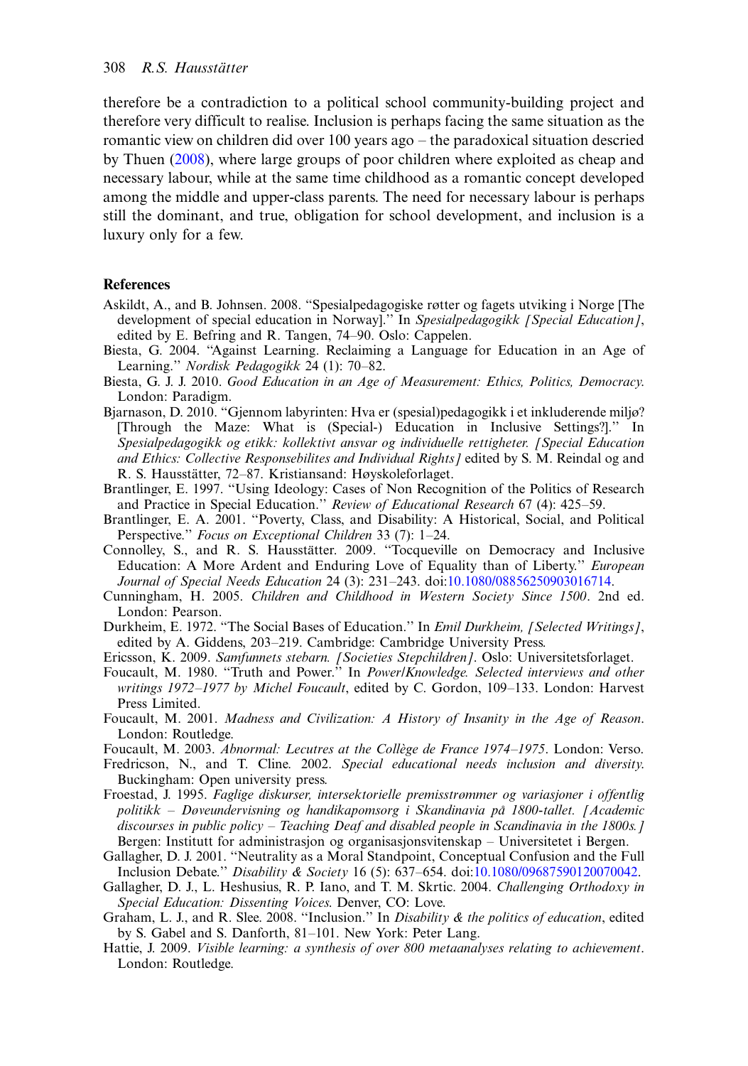therefore be a contradiction to a political school community-building project and therefore very difficult to realise. Inclusion is perhaps facing the same situation as the romantic view on children did over 100 years ago – the paradoxical situation descried by Thuen (2008), where large groups of poor children where exploited as cheap and necessary labour, while at the same time childhood as a romantic concept developed among the middle and upper-class parents. The need for necessary labour is perhaps still the dominant, and true, obligation for school development, and inclusion is a luxury only for a few.

## References

Askildt, A., and B. Johnsen. 2008. "Spesialpedagogiske røtter og fagets utviking i Norge [The development of special education in Norway]." In *Spesialpedagogikk [Special Education]*, edited by E. Befring and R. Tangen, 74–90. Oslo: Cappelen.

Biesta, G. 2004. "Against Learning. Reclaiming a Language for Education in an Age of Learning." *Nordisk Pedagogikk* 24 (1): 70–82.

Biesta, G. J. J. 2010. *Good Education in an Age of Measurement: Ethics, Politics, Democracy.* London: Paradigm.

Bjarnason, D. 2010. "Gjennom labyrinten: Hva er (spesial)pedagogikk i et inkluderende miljø? [Through the Maze: What is (Special-) Education in Inclusive Settings?]." In *Spesialpedagogikk og etikk: kollektivt ansvar og individuelle rettigheter. [Special Education and Ethics: Collective Responsebilites and Individual Rights]* edited by S. M. Reindal og and R. S. Hausstätter, 72–87. Kristiansand: Høyskoleforlaget.

Brantlinger, E. 1997. "Using Ideology: Cases of Non Recognition of the Politics of Research and Practice in Special Education." *Review of Educational Research* 67 (4): 425–59.

Brantlinger, E. A. 2001. "Poverty, Class, and Disability: A Historical, Social, and Political Perspective." *Focus on Exceptional Children* 33 (7): 1–24.

Connolley, S., and R. S. Hausstätter. 2009. "Tocqueville on Democracy and Inclusive Education: A More Ardent and Enduring Love of Equality than of Liberty." *European Journal of Special Needs Education* 24 (3): 231–243. doi:10.1080/08856250903016714.

Cunningham, H. 2005. *Children and Childhood in Western Society Since 1500*. 2nd ed. London: Pearson.

Durkheim, E. 1972. "The Social Bases of Education." In *Emil Durkheim, [Selected Writings]*, edited by A. Giddens, 203–219. Cambridge: Cambridge University Press.

Ericsson, K. 2009. *Samfunnets stebarn. [Societies Stepchildren]*. Oslo: Universitetsforlaget.

Foucault, M. 1980. "Truth and Power." In *Power/Knowledge. Selected interviews and other writings 1972–1977 by Michel Foucault*, edited by C. Gordon, 109–133. London: Harvest Press Limited.

Foucault, M. 2001. *Madness and Civilization: A History of Insanity in the Age of Reason*. London: Routledge.

Foucault, M. 2003. *Abnormal: Lecutres at the Collège de France 1974–1975*. London: Verso.

Fredricson, N., and T. Cline. 2002. *Special educational needs inclusion and diversity.* Buckingham: Open university press.

Froestad, J. 1995. *Faglige diskurser, intersektorielle premisstrømmer og variasjoner i offentlig politikk – Døveundervisning og handikapomsorg i Skandinavia på 1800-tallet. [Academic discourses in public policy – Teaching Deaf and disabled people in Scandinavia in the 1800s.]* Bergen: Institutt for administrasjon og organisasjonsvitenskap – Universitetet i Bergen.

Gallagher, D. J. 2001. "Neutrality as a Moral Standpoint, Conceptual Confusion and the Full Inclusion Debate." *Disability & Society* 16 (5): 637–654. doi:10.1080/09687590120070042.

Gallagher, D. J., L. Heshusius, R. P. Iano, and T. M. Skrtic. 2004. *Challenging Orthodoxy in Special Education: Dissenting Voices.* Denver, CO: Love.

Graham, L. J., and R. Slee. 2008. "Inclusion." In *Disability & the politics of education*, edited by S. Gabel and S. Danforth, 81–101. New York: Peter Lang.

Hattie, J. 2009. *Visible learning: a synthesis of over 800 metaanalyses relating to achievement*. London: Routledge.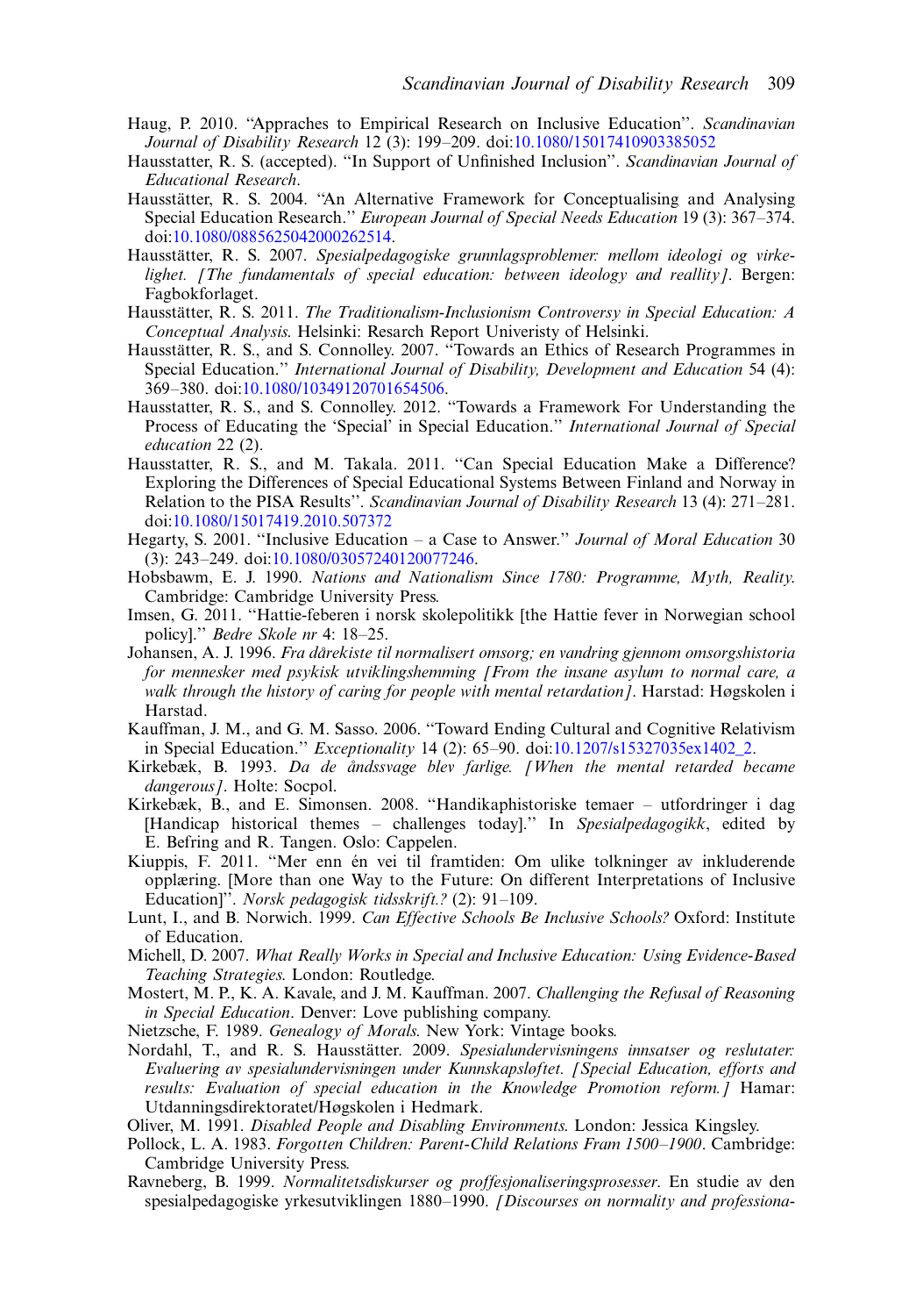Haug, P. 2010. "Appraches to Empirical Research on Inclusive Education". *Scandinavian Journal of Disability Research* 12 (3): 199–209. doi:10.1080/15017410903385052

Hausstatter, R. S. (accepted). "In Support of Unfinished Inclusion". *Scandinavian Journal of Educational Research*.

Hausstätter, R. S. 2004. "An Alternative Framework for Conceptualising and Analysing Special Education Research." *European Journal of Special Needs Education* 19 (3): 367–374. doi:10.1080/0885625042000262514.

Hausstätter, R. S. 2007. *Spesialpedagogiske grunnlagsproblemer: mellom ideologi og virkelighet. [The fundamentals of special education: between ideology and reallity]*. Bergen: Fagbokforlaget.

Hausstätter, R. S. 2011. *The Traditionalism-Inclusionism Controversy in Special Education: A Conceptual Analysis.* Helsinki: Resarch Report Univeristy of Helsinki.

Hausstätter, R. S., and S. Connolley. 2007. "Towards an Ethics of Research Programmes in Special Education." *International Journal of Disability, Development and Education* 54 (4): 369–380. doi:10.1080/10349120701654506.

Hausstatter, R. S., and S. Connolley. 2012. "Towards a Framework For Understanding the Process of Educating the 'Special' in Special Education." *International Journal of Special education* 22 (2).

Hausstatter, R. S., and M. Takala. 2011. "Can Special Education Make a Difference? Exploring the Differences of Special Educational Systems Between Finland and Norway in Relation to the PISA Results". *Scandinavian Journal of Disability Research* 13 (4): 271–281. doi:10.1080/15017419.2010.507372

Hegarty, S. 2001. "Inclusive Education – a Case to Answer." *Journal of Moral Education* 30 (3): 243–249. doi:10.1080/03057240120077246.

Hobsbawm, E. J. 1990. *Nations and Nationalism Since 1780: Programme, Myth, Reality.* Cambridge: Cambridge University Press.

Imsen, G. 2011. "Hattie-feberen i norsk skolepolitikk [the Hattie fever in Norwegian school policy]." *Bedre Skole nr* 4: 18–25.

Johansen, A. J. 1996. *Fra dårekiste til normalisert omsorg; en vandring gjennom omsorgshistoria for mennesker med psykisk utviklingshemming [From the insane asylum to normal care, a walk through the history of caring for people with mental retardation]*. Harstad: Høgskolen i Harstad.

Kauffman, J. M., and G. M. Sasso. 2006. "Toward Ending Cultural and Cognitive Relativism in Special Education." *Exceptionality* 14 (2): 65–90. doi:10.1207/s15327035ex1402_2.

Kirkebæk, B. 1993. *Da de åndssvage blev farlige. [When the mental retarded became dangerous]*. Holte: Socpol.

Kirkebæk, B., and E. Simonsen. 2008. "Handikaphistoriske temaer – utfordringer i dag [Handicap historical themes – challenges today]." In *Spesialpedagogikk*, edited by E. Befring and R. Tangen. Oslo: Cappelen.

Kiuppis, F. 2011. "Mer enn én vei til framtiden: Om ulike tolkninger av inkluderende opplæring. [More than one Way to the Future: On different Interpretations of Inclusive Education]". *Norsk pedagogisk tidsskrift.?* (2): 91–109.

Lunt, I., and B. Norwich. 1999. *Can Effective Schools Be Inclusive Schools?* Oxford: Institute of Education.

Michell, D. 2007. *What Really Works in Special and Inclusive Education: Using Evidence-Based Teaching Strategies.* London: Routledge.

Mostert, M. P., K. A. Kavale, and J. M. Kauffman. 2007. *Challenging the Refusal of Reasoning in Special Education*. Denver: Love publishing company.

Nietzsche, F. 1989. *Genealogy of Morals.* New York: Vintage books.

Nordahl, T., and R. S. Hausstätter. 2009. *Spesialundervisningens innsatser og reslutater: Evaluering av spesialundervisningen under Kunnskapsløftet. [Special Education, efforts and results: Evaluation of special education in the Knowledge Promotion reform.]* Hamar: Utdanningsdirektoratet/Høgskolen i Hedmark.

Oliver, M. 1991. *Disabled People and Disabling Environments.* London: Jessica Kingsley.

Pollock, L. A. 1983. *Forgotten Children: Parent-Child Relations Fram 1500–1900*. Cambridge: Cambridge University Press.

Ravneberg, B. 1999. *Normalitetsdiskurser og proffesjonaliseringsprosesser*. En studie av den spesialpedagogiske yrkesutviklingen 1880–1990. *[Discourses on normality and professiona-*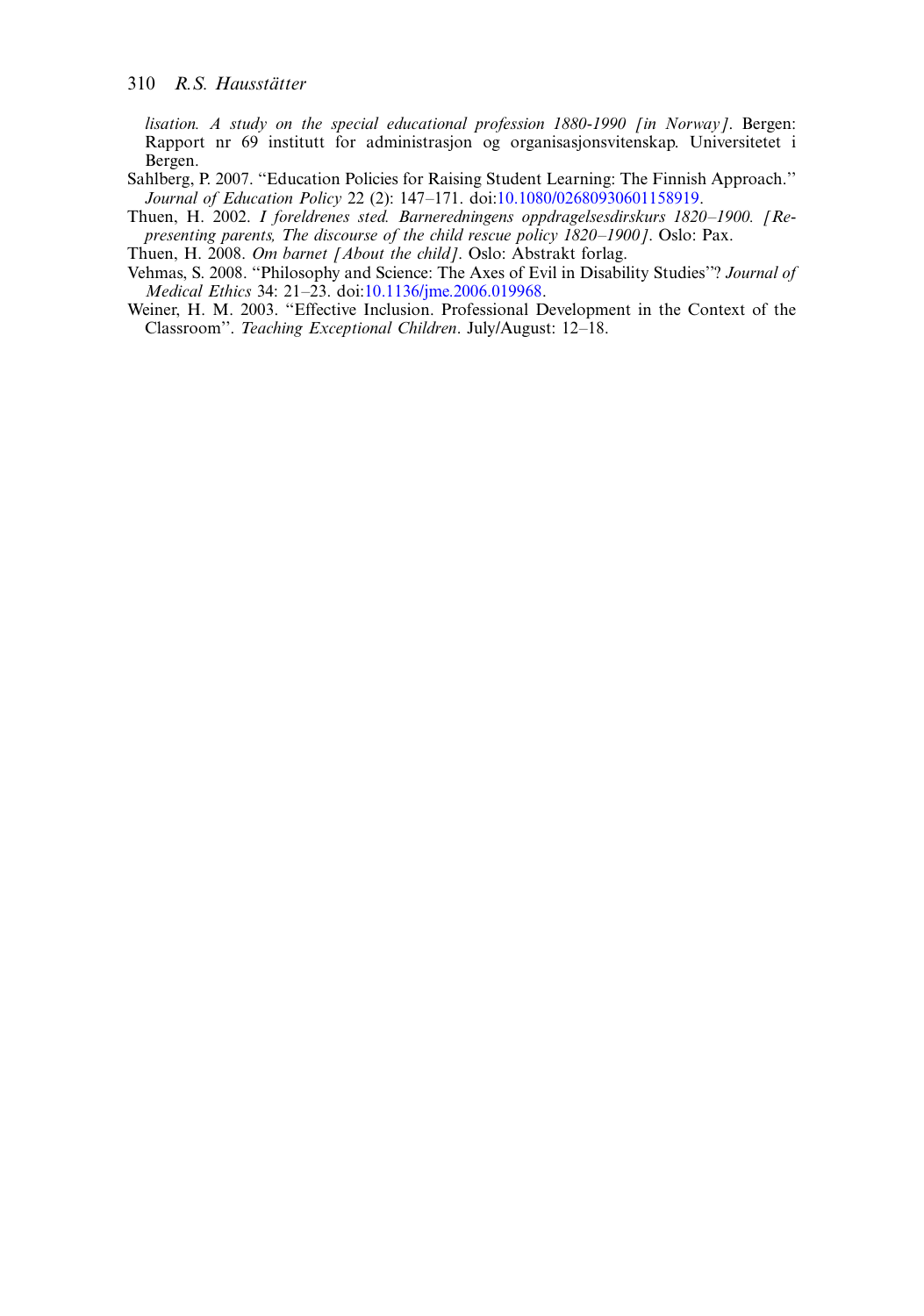*lisation. A study on the special educational profession 1880-1990 [in Norway]*. Bergen: Rapport nr 69 institutt for administrasjon og organisasjonsvitenskap. Universitetet i Bergen.

Sahlberg, P. 2007. ''Education Policies for Raising Student Learning: The Finnish Approach.'' *Journal of Education Policy* 22 (2): 147–171. doi:10.1080/02680930601158919.

Thuen, H. 2002. *I foreldrenes sted. Barneredningens oppdragelsesdirskurs 1820–1900. [Representing parents, The discourse of the child rescue policy 1820–1900]*. Oslo: Pax.

Thuen, H. 2008. *Om barnet [About the child]*. Oslo: Abstrakt forlag.

Vehmas, S. 2008. ''Philosophy and Science: The Axes of Evil in Disability Studies''? *Journal of Medical Ethics* 34: 21–23. doi:10.1136/jme.2006.019968.

Weiner, H. M. 2003. ''Effective Inclusion. Professional Development in the Context of the Classroom''. *Teaching Exceptional Children*. July/August: 12–18.